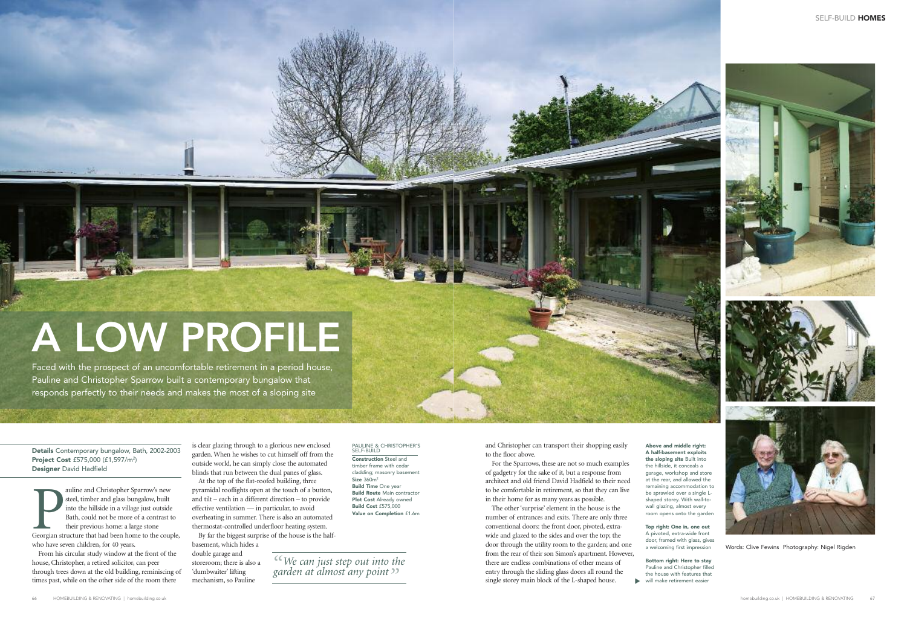# A LOW PROFILE

Faced with the prospect of an uncomfortable retirement in a period house, Pauline and Christopher Sparrow built a contemporary bungalow that responds perfectly to their needs and makes the most of a sloping site

**Details** Contemporary bungalow, Bath, 2002-2003
**Project Cost** £575,000 (£1,597/m²)
**Designer** David Hadfield

Pauline and Christopher Sparrow's new steel, timber and glass bungalow, built into the hillside in a village just outside Bath, could not be more of a contrast to their previous home: a large stone Georgian structure that had been home to the couple, who have seven children, for 40 years.

From his circular study window at the front of the house, Christopher, a retired solicitor, can peer through trees down at the old building, reminiscing of times past, while on the other side of the room there is clear glazing through to a glorious new enclosed garden. When he wishes to cut himself off from the outside world, he can simply close the automated blinds that run between the dual panes of glass.

At the top of the flat-roofed building, three pyramidal rooflights open at the touch of a button, and tilt – each in a different direction – to provide effective ventilation — in particular, to avoid overheating in summer. There is also an automated thermostat-controlled underfloor heating system.

By far the biggest surprise of the house is the half-basement, which hides a double garage and storeroom; there is also a 'dumbwaiter' lifting mechanism, so Pauline and Christopher can transport their shopping easily to the floor above.

For the Sparrows, these are not so much examples of gadgetry for the sake of it, but a response from architect and old friend David Hadfield to their need to be comfortable in retirement, so that they can live in their home for as many years as possible.

The other 'surprise' element in the house is the number of entrances and exits. There are only three conventional doors: the front door, pivoted, extra-wide and glazed to the sides and over the top; the door through the utility room to the garden; and one from the rear of their son Simon's apartment. However, there are endless combinations of other means of entry through the sliding glass doors all round the single storey main block of the L-shaped house.

*"We can just step out into the garden at almost any point"*

PAULINE & CHRISTOPHER'S SELF-BUILD

**Construction** Steel and timber frame with cedar cladding; masonry basement
**Size** 360m²
**Build Time** One year
**Build Route** Main contractor
**Plot Cost** Already owned
**Build Cost** £575,000
**Value on Completion** £1.6m

**Above and middle right: A half-basement exploits the sloping site** Built into the hillside, it conceals a garage, workshop and store at the rear, and allowed the remaining accommodation to be sprawled over a single L-shaped storey. With wall-to-wall glazing, almost every room opens onto the garden

**Top right: One in, one out** A pivoted, extra-wide front door, framed with glass, gives a welcoming first impression

**Bottom right: Here to stay** Pauline and Christopher filled the house with features that will make retirement easier

Words: Clive Fewins Photography: Nigel Rigden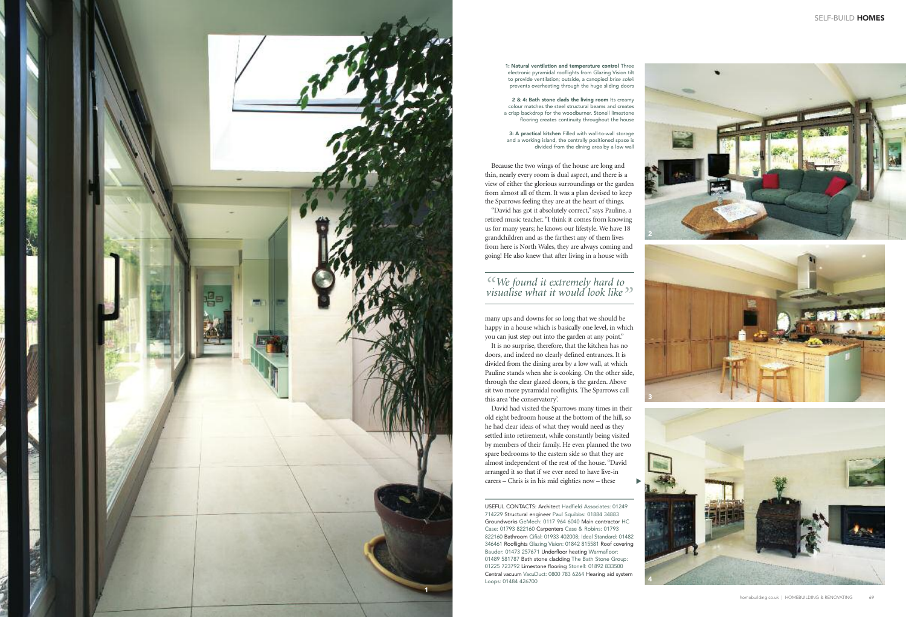**1: Natural ventilation and temperature control** Three electronic pyramidal rooflights from Glazing Vision tilt to provide ventilation; outside, a canopied *brise soleil* prevents overheating through the huge sliding doors

**2 & 4: Bath stone clads the living room** Its creamy colour matches the steel structural beams and creates a crisp backdrop for the woodburner. Stonell limestone flooring creates continuity throughout the house

**3: A practical kitchen** Filled with wall-to-wall storage and a working island, the centrally positioned space is divided from the dining area by a low wall

Because the two wings of the house are long and thin, nearly every room is dual aspect, and there is a view of either the glorious surroundings or the garden from almost all of them. It was a plan devised to keep the Sparrows feeling they are at the heart of things.

"David has got it absolutely correct," says Pauline, a retired music teacher. "I think it comes from knowing us for many years; he knows our lifestyle. We have 18 grandchildren and as the farthest any of them lives from here is North Wales, they are always coming and going! He also knew that after living in a house with

> *"We found it extremely hard to visualise what it would look like"*

many ups and downs for so long that we should be happy in a house which is basically one level, in which you can just step out into the garden at any point."

It is no surprise, therefore, that the kitchen has no doors, and indeed no clearly defined entrances. It is divided from the dining area by a low wall, at which Pauline stands when she is cooking. On the other side, through the clear glazed doors, is the garden. Above sit two more pyramidal rooflights. The Sparrows call this area 'the conservatory'.

David had visited the Sparrows many times in their old eight bedroom house at the bottom of the hill, so he had clear ideas of what they would need as they settled into retirement, while constantly being visited by members of their family. He even planned the two spare bedrooms to the eastern side so that they are almost independent of the rest of the house. "David arranged it so that if we ever need to have live-in carers – Chris is in his mid eighties now – these

USEFUL CONTACTS: Architect Hadfield Associates: 01249 714229 Structural engineer Paul Squibbs: 01884 34883 Groundworks GeMech: 0117 964 6040 Main contractor HC Case: 01793 822160 Carpenters Case & Robins: 01793 822160 Bathroom Cifial: 01933 402008; Ideal Standard: 01482 346461 Rooflights Glazing Vision: 01842 815581 Roof covering Bauder: 01473 257671 Underfloor heating Warmafloor: 01489 581787 Bath stone cladding The Bath Stone Group: 01225 723792 Limestone flooring Stonell: 01892 833500 Central vacuum VacuDuct: 0800 783 6264 Hearing aid system Loops: 01484 426700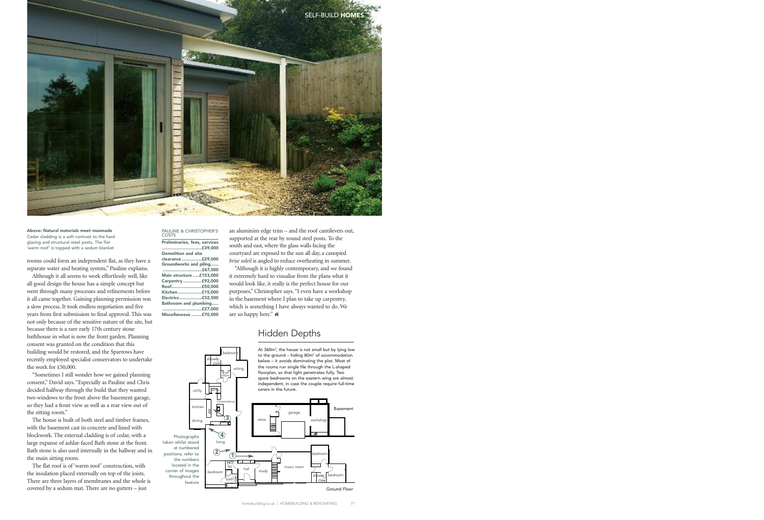**Above: Natural materials meet manmade**
Cedar cladding is a soft contrast to the hard glazing and structural steel posts. The flat 'warm roof' is topped with a sedum blanket

rooms could form an independent flat, as they have a separate water and heating system," Pauline explains.

Although it all seems to work effortlessly well, like all good design the house has a simple concept but went through many processes and refinements before it all came together. Gaining planning permission was a slow process. It took endless negotiation and five years from first submission to final approval. This was not only because of the sensitive nature of the site, but because there is a rare early 17th century stone bathhouse in what is now the front garden. Planning consent was granted on the condition that this building would be restored, and the Sparrows have recently employed specialist conservators to undertake the work for £50,000.

"Sometimes I still wonder how we gained planning consent," David says. "Especially as Pauline and Chris decided halfway through the build that they wanted two windows to the front above the basement garage, so they had a front view as well as a rear view out of the sitting room."

The house is built of both steel and timber frames, with the basement cast in concrete and lined with blockwork. The external cladding is of cedar, with a large expanse of ashlar-faced Bath stone at the front. Bath stone is also used internally in the hallway and in the main sitting room.

The flat roof is of 'warm roof' construction, with the insulation placed externally on top of the joists. There are three layers of membranes and the whole is covered by a sedum mat. There are no gutters – just an aluminim edge trim – and the roof cantilevers out, supported at the rear by round steel posts. To the south and east, where the glass walls facing the courtyard are exposed to the sun all day, a canopied *brise soleil* is angled to reduce overheating in summer.

"Although it is highly contemporary, and we found it extremely hard to visualise from the plans what it would look like, it really is the perfect house for our purposes," Christopher says. "I even have a workshop in the basement where I plan to take up carpentry, which is something I have always wanted to do. We are so happy here."

PAULINE & CHRISTOPHER'S COSTS

| | |
|---|---|
| **Preliminaries, fees, services** | **£39,000** |
| **Demolition and site clearance** | **£29,000** |
| **Groundworks and piling** | **£67,500** |
| **Main structure** | **£153,000** |
| **Carpentry** | **£92,000** |
| **Roof** | **£50,000** |
| **Kitchen** | **£15,000** |
| **Electrics** | **£32,500** |
| **Bathroom and plumbing** | **£27,000** |
| **Miscellaneous** | **£70,000** |

## Hidden Depths

At 360m², the house is not small but by lying low to the ground – hiding 80m² of accommodation below – it avoids dominating the plot. Most of the rooms run single file through the L-shaped floorplan, so that light penetrates fully. Two spare bedrooms on the eastern wing are almost independent, in case the couple require full-time carers in the future.

Photographs taken whilst stood at numbered positions; refer to the numbers located in the corner of images throughout the feature

Basement: store, garage, workshop

Ground Floor: bedroom, shower, sitting, boot room, utility, store, conservatory, kitchen, dining, living, wc, hall, bath, bedroom, study, music room, bedroom, shower, bedroom